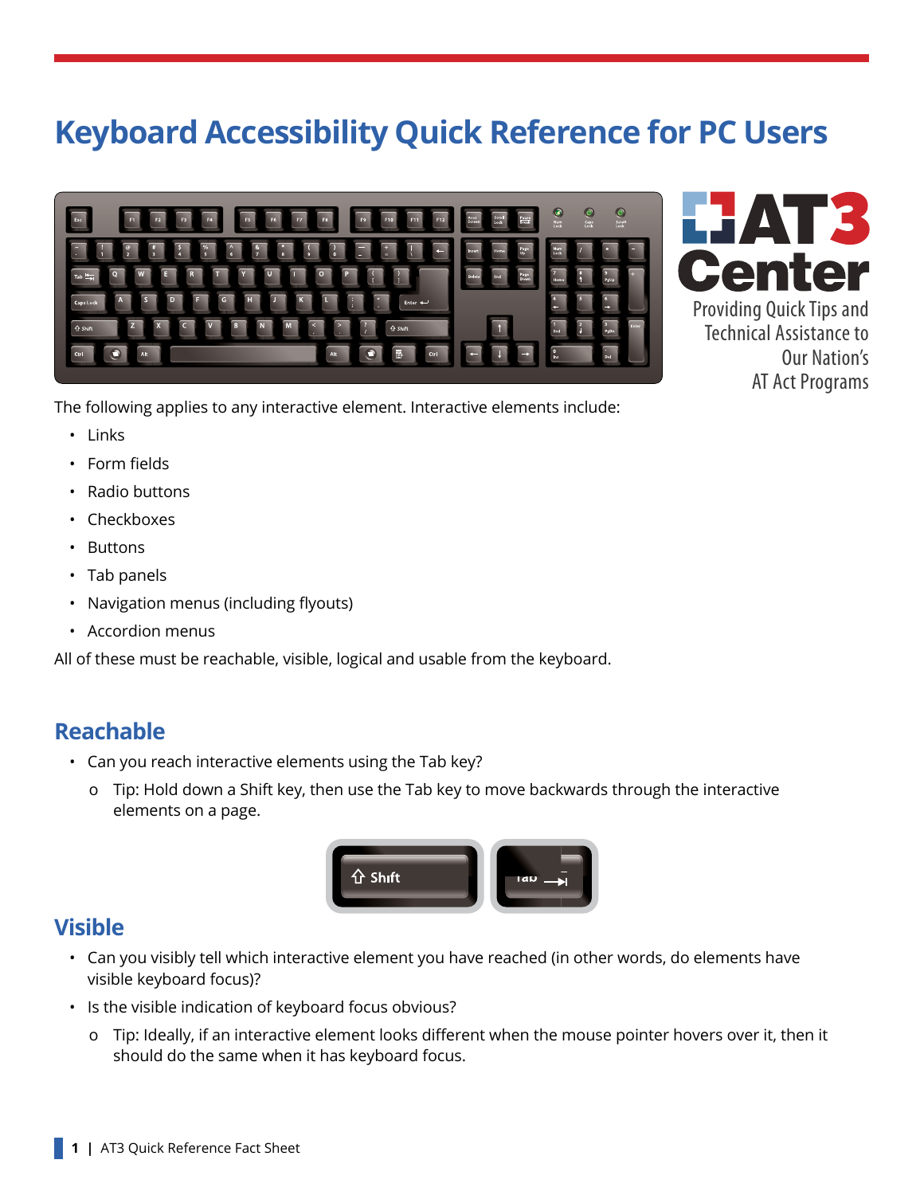# Keyboard Accessibility Quick Reference for PC Users

AT3 Center

Providing Quick Tips and Technical Assistance to Our Nation's AT Act Programs

The following applies to any interactive element. Interactive elements include:

- Links
- Form fields
- Radio buttons
- Checkboxes
- Buttons
- Tab panels
- Navigation menus (including flyouts)
- Accordion menus

All of these must be reachable, visible, logical and usable from the keyboard.

## Reachable

- Can you reach interactive elements using the Tab key?
  - Tip: Hold down a Shift key, then use the Tab key to move backwards through the interactive elements on a page.

## Visible

- Can you visibly tell which interactive element you have reached (in other words, do elements have visible keyboard focus)?
- Is the visible indication of keyboard focus obvious?
  - Tip: Ideally, if an interactive element looks different when the mouse pointer hovers over it, then it should do the same when it has keyboard focus.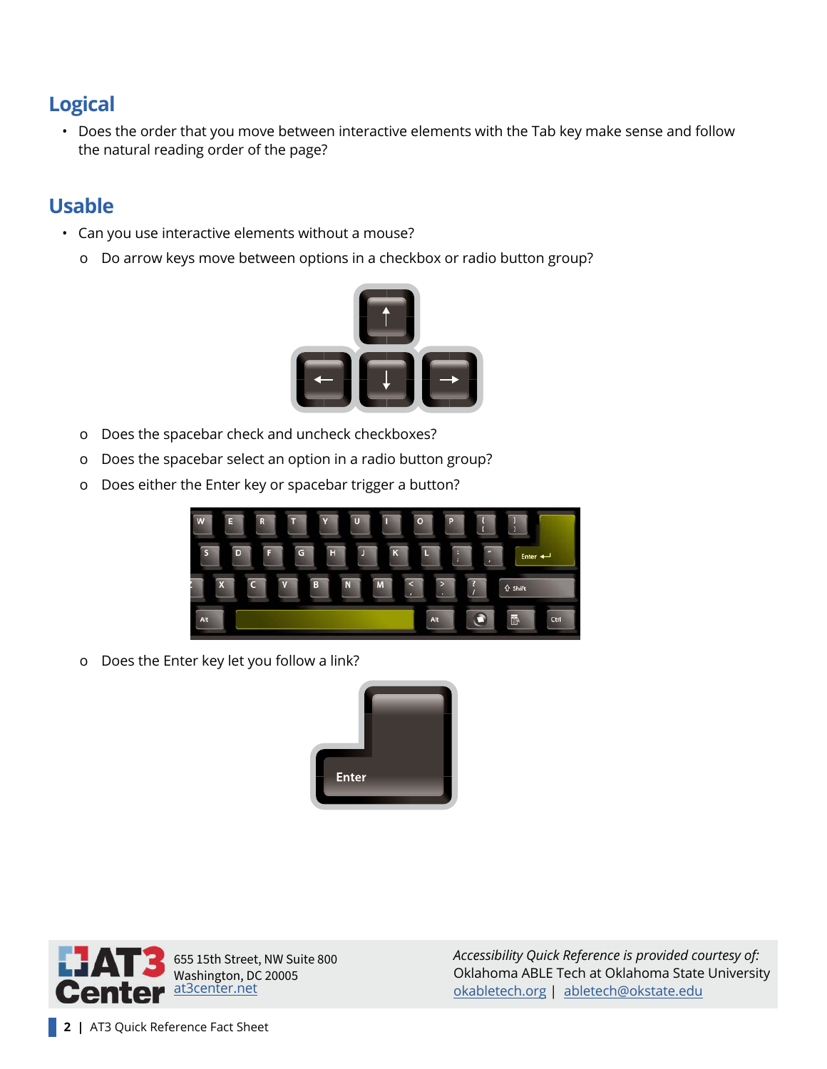## Logical

- Does the order that you move between interactive elements with the Tab key make sense and follow the natural reading order of the page?

## Usable

- Can you use interactive elements without a mouse?
  - Do arrow keys move between options in a checkbox or radio button group?
  - Does the spacebar check and uncheck checkboxes?
  - Does the spacebar select an option in a radio button group?
  - Does either the Enter key or spacebar trigger a button?
  - Does the Enter key let you follow a link?

655 15th Street, NW Suite 800
Washington, DC 20005
at3center.net

*Accessibility Quick Reference is provided courtesy of:*
Oklahoma ABLE Tech at Oklahoma State University
okabletech.org | abletech@okstate.edu